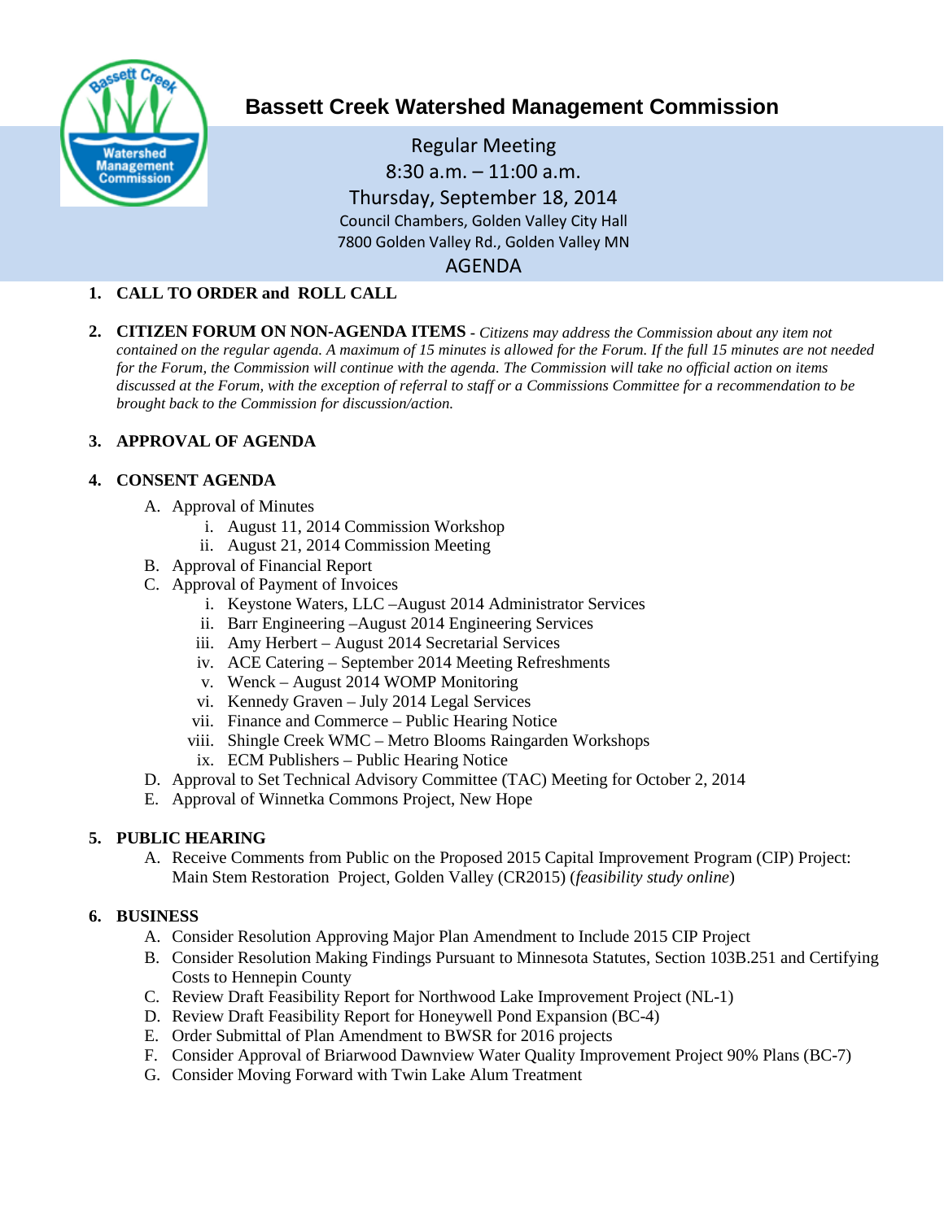# Bassett Creek Watershed Management Commission

Regular Meeting
8:30 a.m. – 11:00 a.m.
Thursday, September 18, 2014
Council Chambers, Golden Valley City Hall
7800 Golden Valley Rd., Golden Valley MN

AGENDA

1. **CALL TO ORDER and ROLL CALL**

2. **CITIZEN FORUM ON NON-AGENDA ITEMS** - *Citizens may address the Commission about any item not contained on the regular agenda. A maximum of 15 minutes is allowed for the Forum. If the full 15 minutes are not needed for the Forum, the Commission will continue with the agenda. The Commission will take no official action on items discussed at the Forum, with the exception of referral to staff or a Commissions Committee for a recommendation to be brought back to the Commission for discussion/action.*

3. **APPROVAL OF AGENDA**

4. **CONSENT AGENDA**
   - A. Approval of Minutes
     - i. August 11, 2014 Commission Workshop
     - ii. August 21, 2014 Commission Meeting
   - B. Approval of Financial Report
   - C. Approval of Payment of Invoices
     - i. Keystone Waters, LLC –August 2014 Administrator Services
     - ii. Barr Engineering –August 2014 Engineering Services
     - iii. Amy Herbert – August 2014 Secretarial Services
     - iv. ACE Catering – September 2014 Meeting Refreshments
     - v. Wenck – August 2014 WOMP Monitoring
     - vi. Kennedy Graven – July 2014 Legal Services
     - vii. Finance and Commerce – Public Hearing Notice
     - viii. Shingle Creek WMC – Metro Blooms Raingarden Workshops
     - ix. ECM Publishers – Public Hearing Notice
   - D. Approval to Set Technical Advisory Committee (TAC) Meeting for October 2, 2014
   - E. Approval of Winnetka Commons Project, New Hope

5. **PUBLIC HEARING**
   - A. Receive Comments from Public on the Proposed 2015 Capital Improvement Program (CIP) Project: Main Stem Restoration Project, Golden Valley (CR2015) (*feasibility study online*)

6. **BUSINESS**
   - A. Consider Resolution Approving Major Plan Amendment to Include 2015 CIP Project
   - B. Consider Resolution Making Findings Pursuant to Minnesota Statutes, Section 103B.251 and Certifying Costs to Hennepin County
   - C. Review Draft Feasibility Report for Northwood Lake Improvement Project (NL-1)
   - D. Review Draft Feasibility Report for Honeywell Pond Expansion (BC-4)
   - E. Order Submittal of Plan Amendment to BWSR for 2016 projects
   - F. Consider Approval of Briarwood Dawnview Water Quality Improvement Project 90% Plans (BC-7)
   - G. Consider Moving Forward with Twin Lake Alum Treatment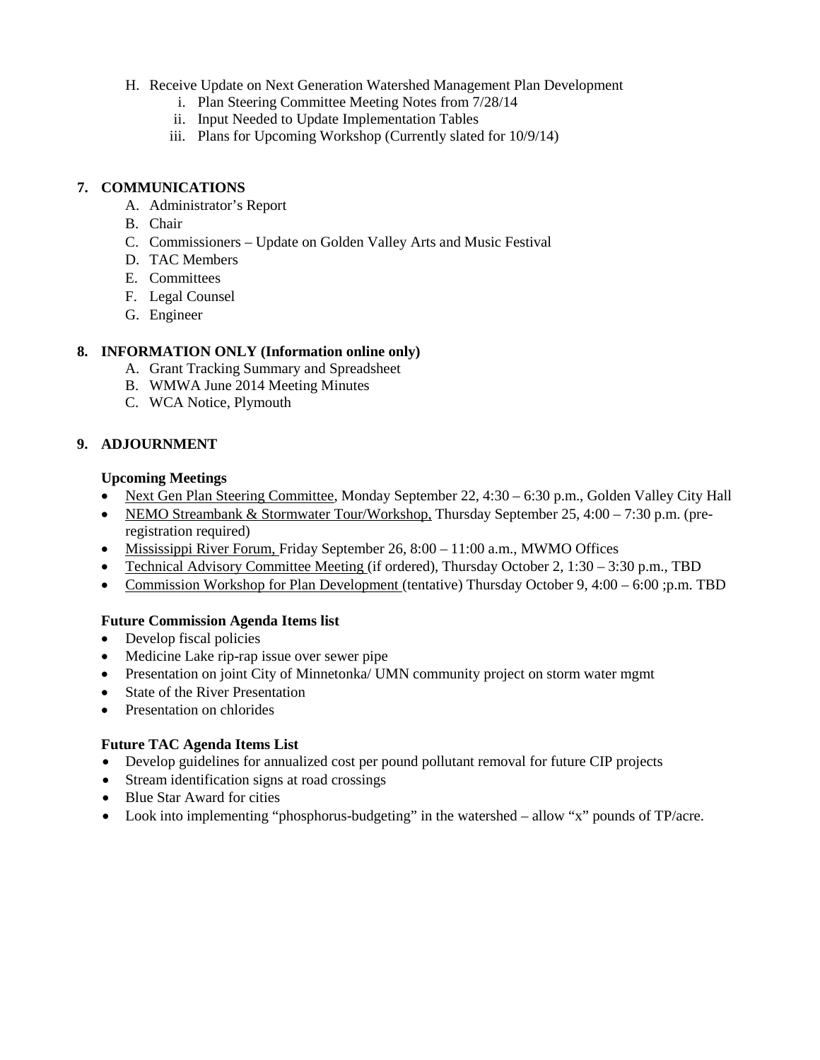H. Receive Update on Next Generation Watershed Management Plan Development
   i. Plan Steering Committee Meeting Notes from 7/28/14
   ii. Input Needed to Update Implementation Tables
   iii. Plans for Upcoming Workshop (Currently slated for 10/9/14)

**7. COMMUNICATIONS**

A. Administrator's Report
B. Chair
C. Commissioners – Update on Golden Valley Arts and Music Festival
D. TAC Members
E. Committees
F. Legal Counsel
G. Engineer

**8. INFORMATION ONLY (Information online only)**

A. Grant Tracking Summary and Spreadsheet
B. WMWA June 2014 Meeting Minutes
C. WCA Notice, Plymouth

**9. ADJOURNMENT**

**Upcoming Meetings**

- Next Gen Plan Steering Committee, Monday September 22, 4:30 – 6:30 p.m., Golden Valley City Hall
- NEMO Streambank & Stormwater Tour/Workshop, Thursday September 25, 4:00 – 7:30 p.m. (pre-registration required)
- Mississippi River Forum, Friday September 26, 8:00 – 11:00 a.m., MWMO Offices
- Technical Advisory Committee Meeting (if ordered), Thursday October 2, 1:30 – 3:30 p.m., TBD
- Commission Workshop for Plan Development (tentative) Thursday October 9, 4:00 – 6:00 ;p.m. TBD

**Future Commission Agenda Items list**

- Develop fiscal policies
- Medicine Lake rip-rap issue over sewer pipe
- Presentation on joint City of Minnetonka/ UMN community project on storm water mgmt
- State of the River Presentation
- Presentation on chlorides

**Future TAC Agenda Items List**

- Develop guidelines for annualized cost per pound pollutant removal for future CIP projects
- Stream identification signs at road crossings
- Blue Star Award for cities
- Look into implementing "phosphorus-budgeting" in the watershed – allow "x" pounds of TP/acre.